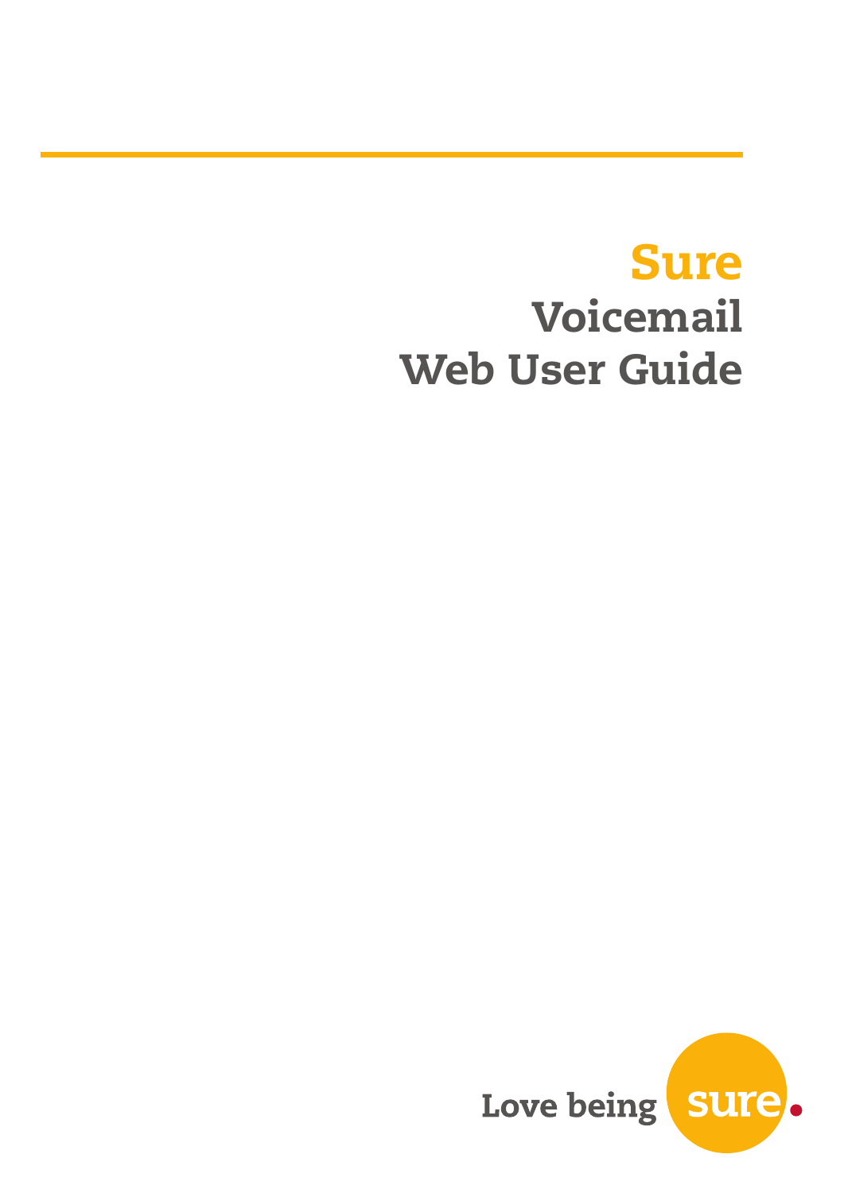# Sure

# Voicemail Web User Guide

Love being sure.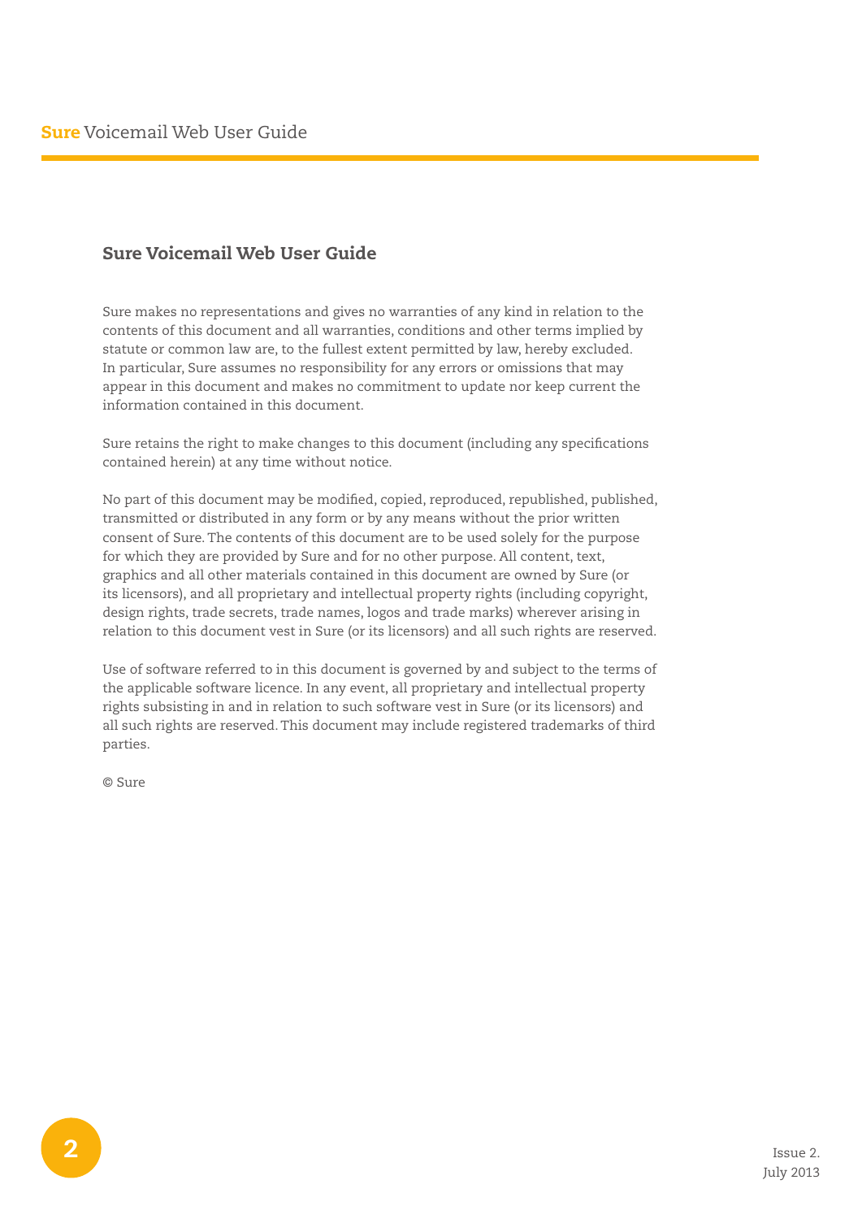## Sure Voicemail Web User Guide

Sure makes no representations and gives no warranties of any kind in relation to the contents of this document and all warranties, conditions and other terms implied by statute or common law are, to the fullest extent permitted by law, hereby excluded. In particular, Sure assumes no responsibility for any errors or omissions that may appear in this document and makes no commitment to update nor keep current the information contained in this document.

Sure retains the right to make changes to this document (including any specifications contained herein) at any time without notice.

No part of this document may be modified, copied, reproduced, republished, published, transmitted or distributed in any form or by any means without the prior written consent of Sure. The contents of this document are to be used solely for the purpose for which they are provided by Sure and for no other purpose. All content, text, graphics and all other materials contained in this document are owned by Sure (or its licensors), and all proprietary and intellectual property rights (including copyright, design rights, trade secrets, trade names, logos and trade marks) wherever arising in relation to this document vest in Sure (or its licensors) and all such rights are reserved.

Use of software referred to in this document is governed by and subject to the terms of the applicable software licence. In any event, all proprietary and intellectual property rights subsisting in and in relation to such software vest in Sure (or its licensors) and all such rights are reserved. This document may include registered trademarks of third parties.

© Sure

Issue 2.
July 2013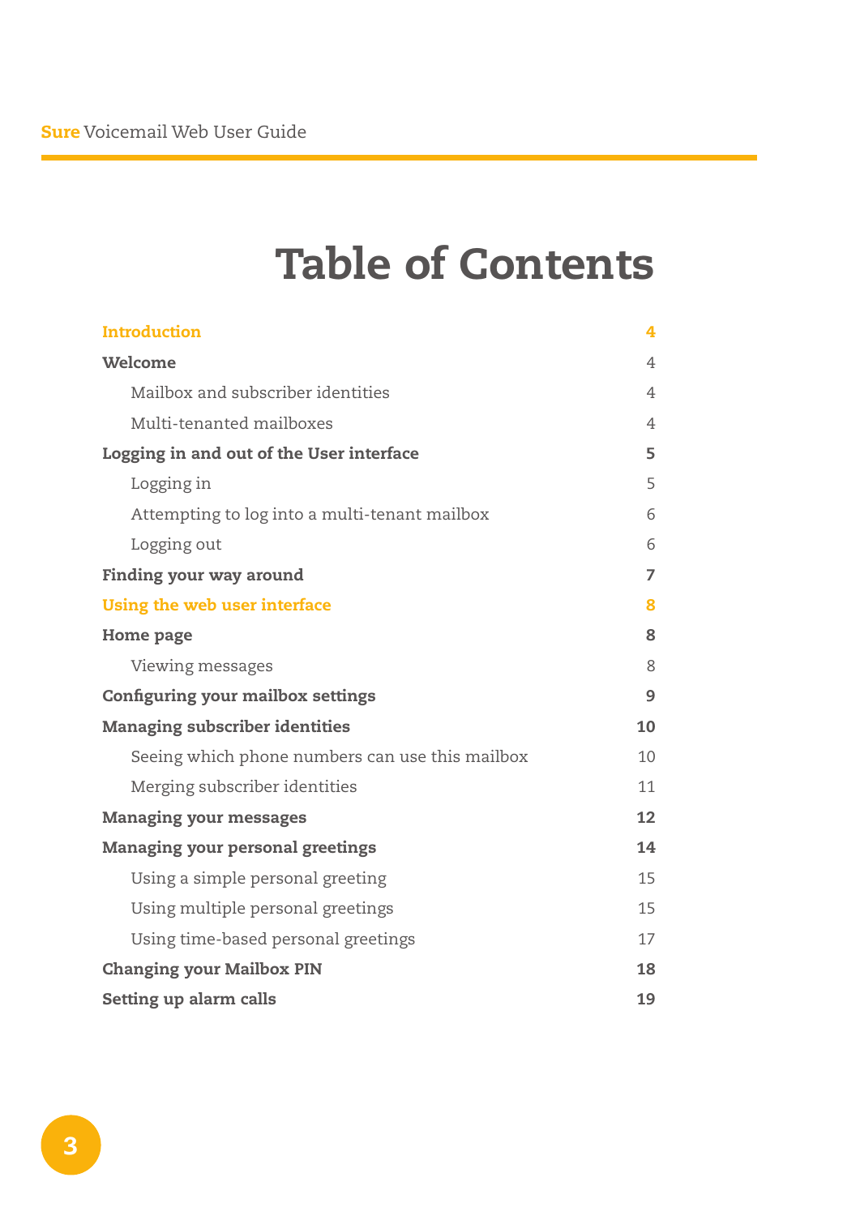# Table of Contents

| | |
|---|---|
| **Introduction** | **4** |
| **Welcome** | 4 |
| Mailbox and subscriber identities | 4 |
| Multi-tenanted mailboxes | 4 |
| **Logging in and out of the User interface** | **5** |
| Logging in | 5 |
| Attempting to log into a multi-tenant mailbox | 6 |
| Logging out | 6 |
| **Finding your way around** | **7** |
| **Using the web user interface** | **8** |
| **Home page** | **8** |
| Viewing messages | 8 |
| **Configuring your mailbox settings** | **9** |
| **Managing subscriber identities** | **10** |
| Seeing which phone numbers can use this mailbox | 10 |
| Merging subscriber identities | 11 |
| **Managing your messages** | **12** |
| **Managing your personal greetings** | **14** |
| Using a simple personal greeting | 15 |
| Using multiple personal greetings | 15 |
| Using time-based personal greetings | 17 |
| **Changing your Mailbox PIN** | **18** |
| **Setting up alarm calls** | **19** |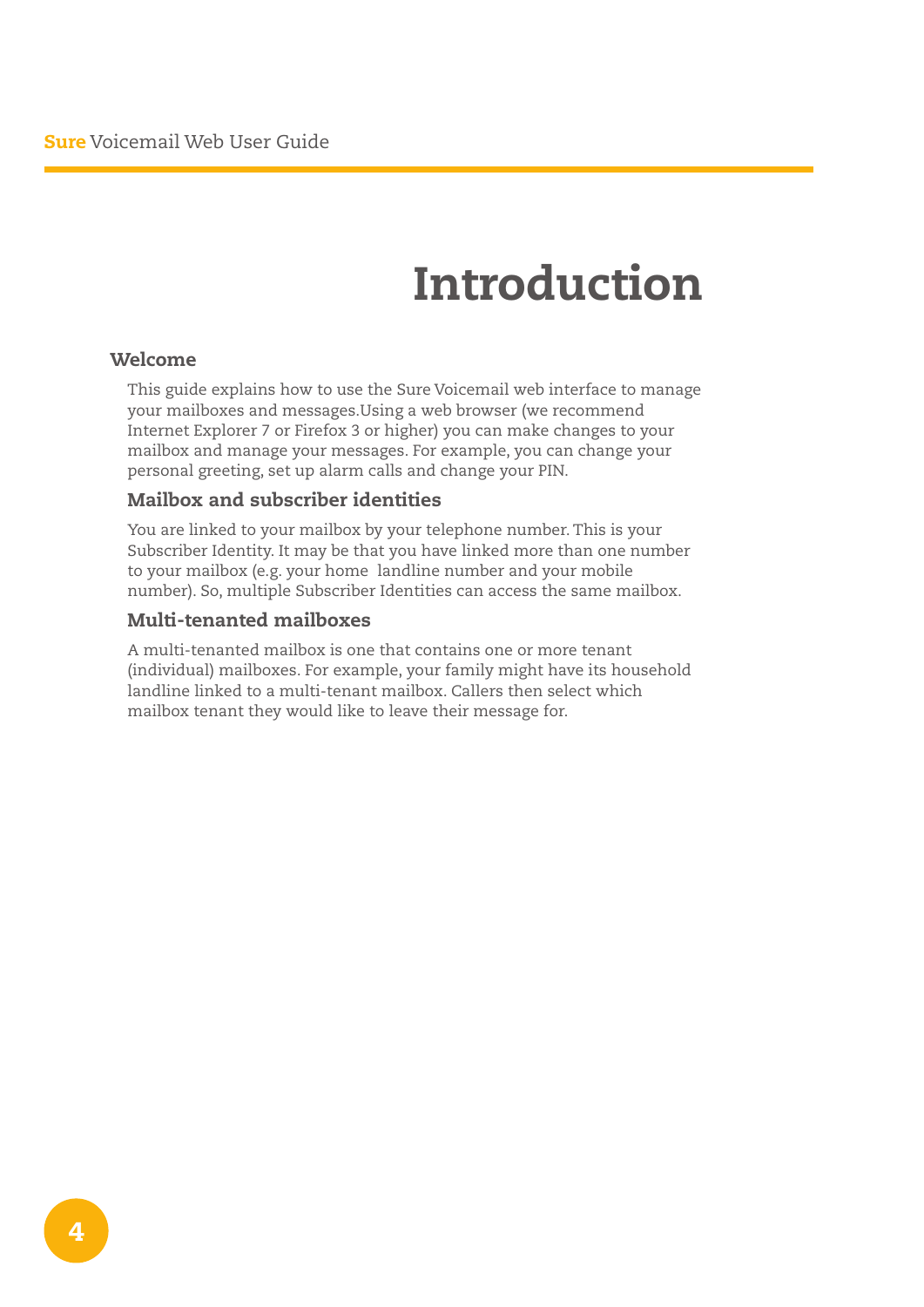# Introduction

## Welcome

This guide explains how to use the Sure Voicemail web interface to manage your mailboxes and messages.Using a web browser (we recommend Internet Explorer 7 or Firefox 3 or higher) you can make changes to your mailbox and manage your messages. For example, you can change your personal greeting, set up alarm calls and change your PIN.

### Mailbox and subscriber identities

You are linked to your mailbox by your telephone number. This is your Subscriber Identity. It may be that you have linked more than one number to your mailbox (e.g. your home landline number and your mobile number). So, multiple Subscriber Identities can access the same mailbox.

### Multi-tenanted mailboxes

A multi-tenanted mailbox is one that contains one or more tenant (individual) mailboxes. For example, your family might have its household landline linked to a multi-tenant mailbox. Callers then select which mailbox tenant they would like to leave their message for.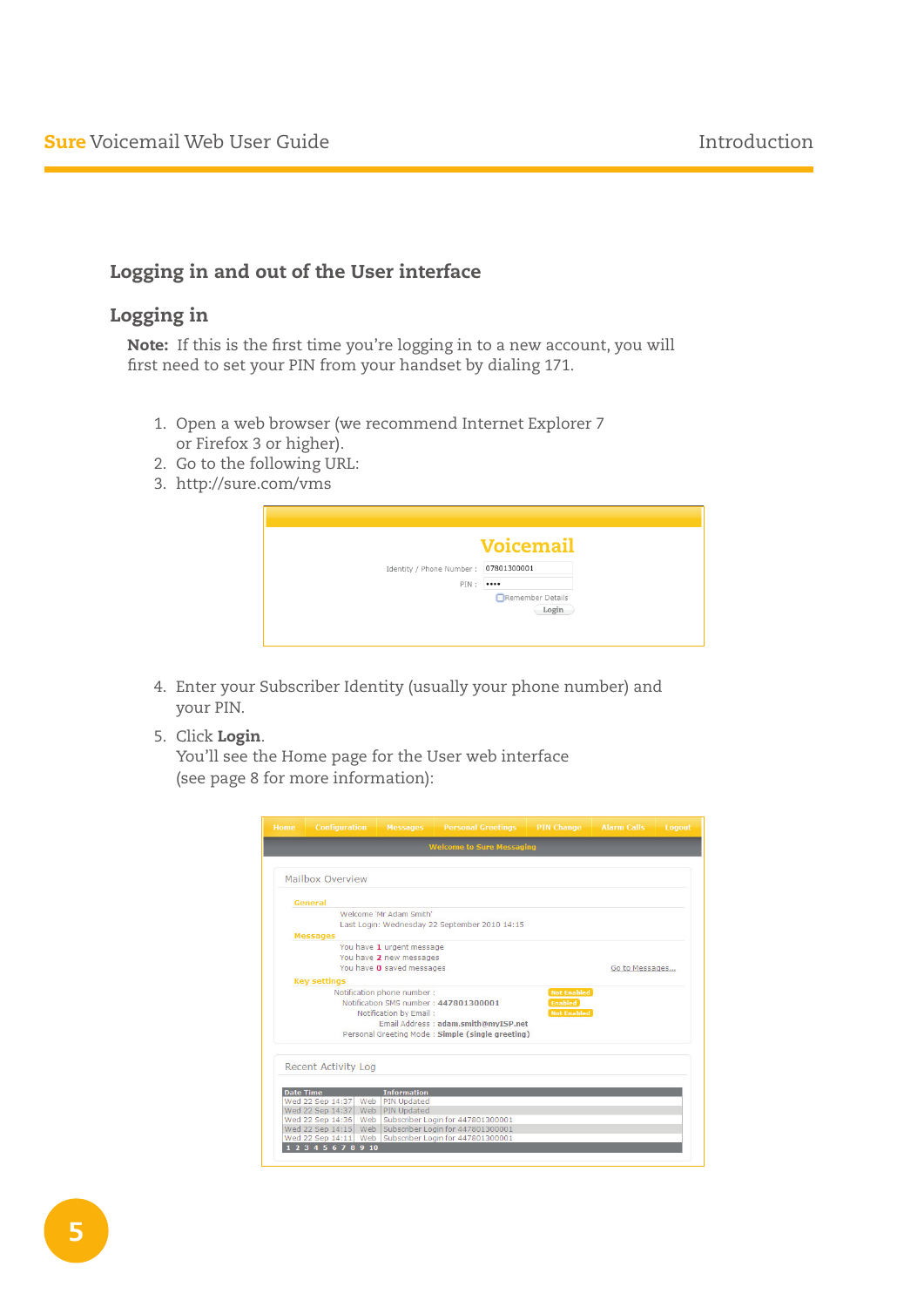## Logging in and out of the User interface

### Logging in

**Note:** If this is the first time you're logging in to a new account, you will first need to set your PIN from your handset by dialing 171.

1. Open a web browser (we recommend Internet Explorer 7 or Firefox 3 or higher).
2. Go to the following URL:
3. http://sure.com/vms

4. Enter your Subscriber Identity (usually your phone number) and your PIN.
5. Click **Login**.
   You'll see the Home page for the User web interface (see page 8 for more information):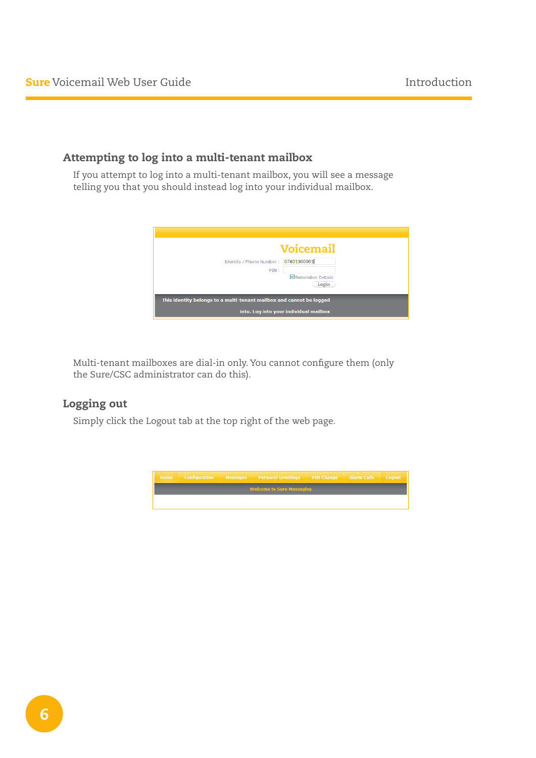## Attempting to log into a multi-tenant mailbox

If you attempt to log into a multi-tenant mailbox, you will see a message telling you that you should instead log into your individual mailbox.

Multi-tenant mailboxes are dial-in only. You cannot configure them (only the Sure/CSC administrator can do this).

## Logging out

Simply click the Logout tab at the top right of the web page.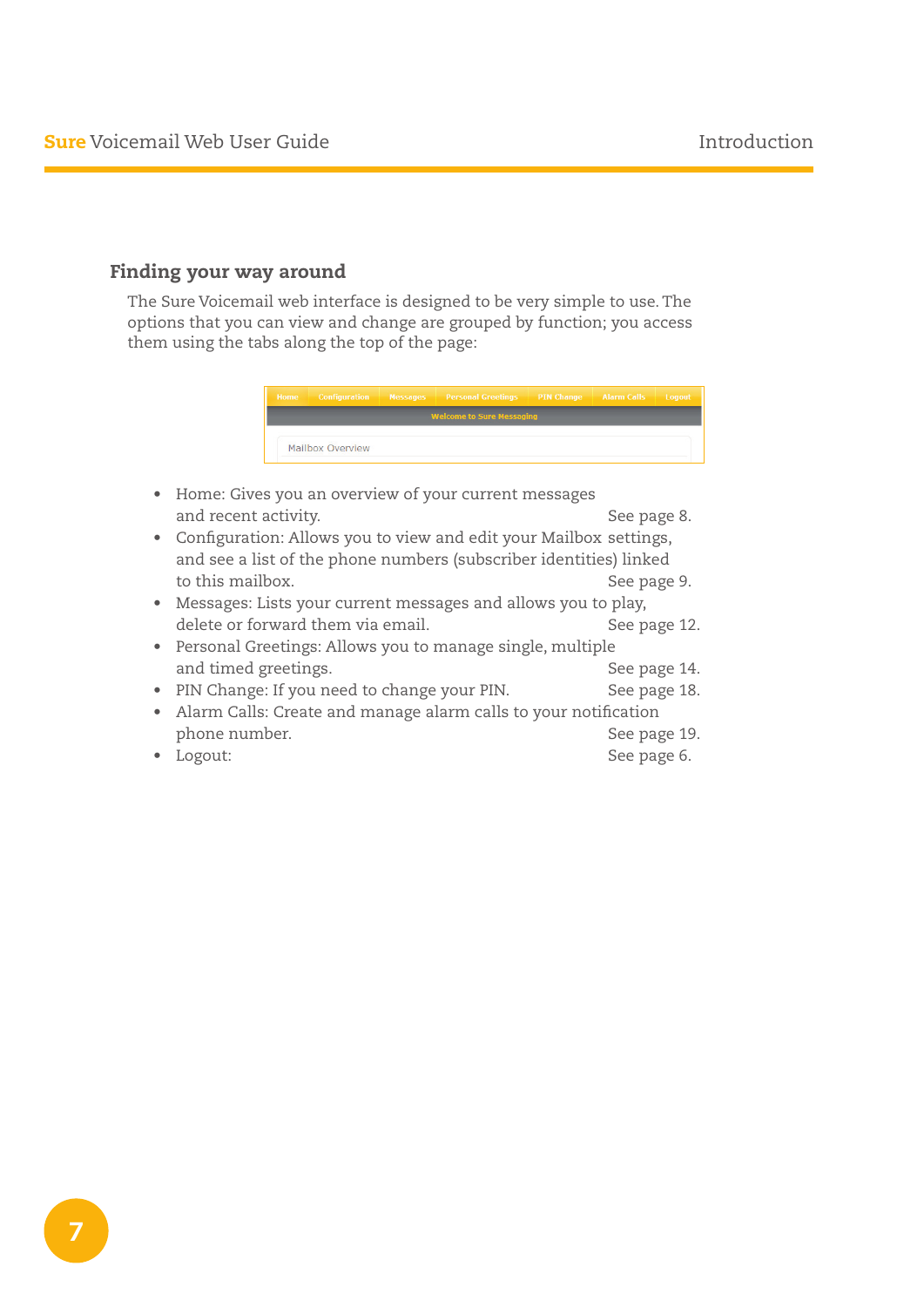## Finding your way around

The Sure Voicemail web interface is designed to be very simple to use. The options that you can view and change are grouped by function; you access them using the tabs along the top of the page:

- Home: Gives you an overview of your current messages and recent activity. See page 8.
- Configuration: Allows you to view and edit your Mailbox settings, and see a list of the phone numbers (subscriber identities) linked to this mailbox. See page 9.
- Messages: Lists your current messages and allows you to play, delete or forward them via email. See page 12.
- Personal Greetings: Allows you to manage single, multiple and timed greetings. See page 14.
- PIN Change: If you need to change your PIN. See page 18.
- Alarm Calls: Create and manage alarm calls to your notification phone number. See page 19.
- Logout: See page 6.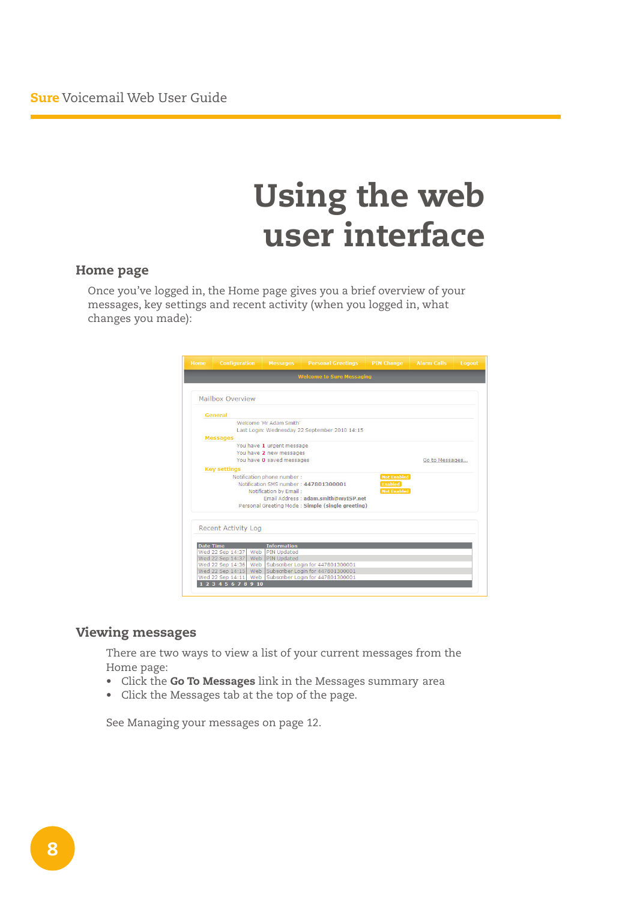# Using the web user interface

## Home page

Once you've logged in, the Home page gives you a brief overview of your messages, key settings and recent activity (when you logged in, what changes you made):

## Viewing messages

There are two ways to view a list of your current messages from the Home page:

- Click the **Go To Messages** link in the Messages summary area
- Click the Messages tab at the top of the page.

See Managing your messages on page 12.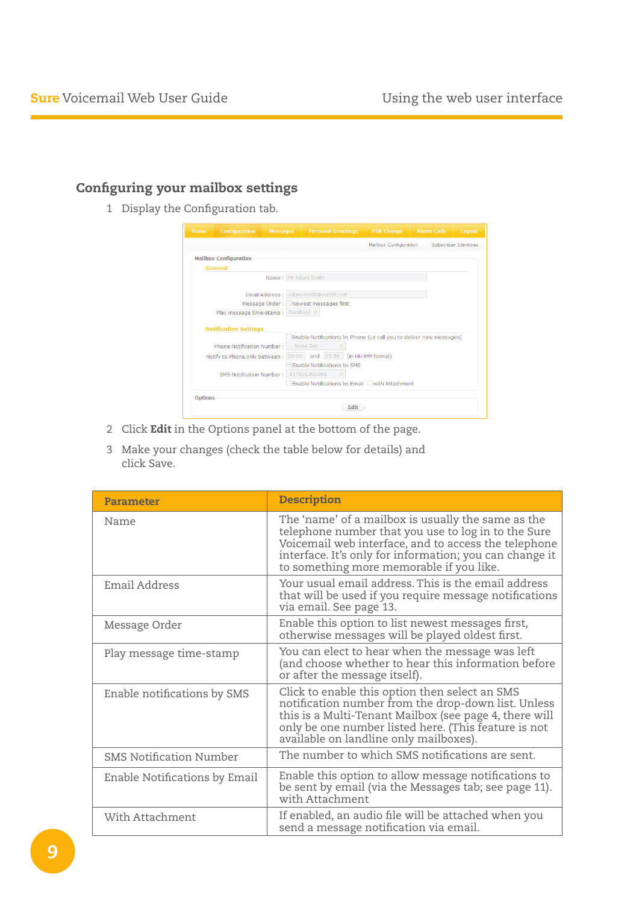## Configuring your mailbox settings

1 Display the Configuration tab.

2 Click **Edit** in the Options panel at the bottom of the page.

3 Make your changes (check the table below for details) and click Save.

| Parameter | Description |
|---|---|
| Name | The 'name' of a mailbox is usually the same as the telephone number that you use to log in to the Sure Voicemail web interface, and to access the telephone interface. It's only for information; you can change it to something more memorable if you like. |
| Email Address | Your usual email address. This is the email address that will be used if you require message notifications via email. See page 13. |
| Message Order | Enable this option to list newest messages first, otherwise messages will be played oldest first. |
| Play message time-stamp | You can elect to hear when the message was left (and choose whether to hear this information before or after the message itself). |
| Enable notifications by SMS | Click to enable this option then select an SMS notification number from the drop-down list. Unless this is a Multi-Tenant Mailbox (see page 4, there will only be one number listed here. (This feature is not available on landline only mailboxes). |
| SMS Notification Number | The number to which SMS notifications are sent. |
| Enable Notifications by Email | Enable this option to allow message notifications to be sent by email (via the Messages tab; see page 11). with Attachment |
| With Attachment | If enabled, an audio file will be attached when you send a message notification via email. |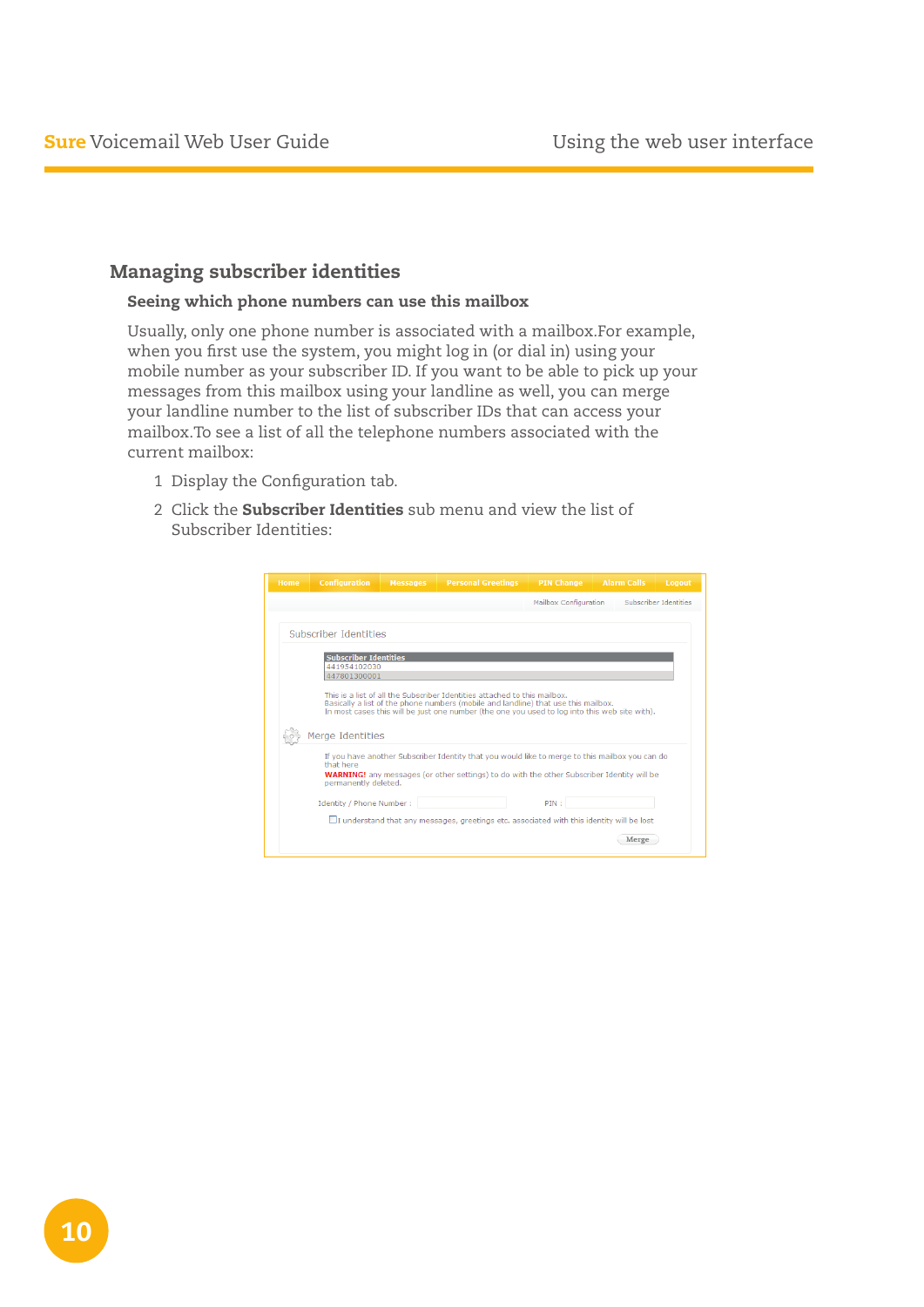## Managing subscriber identities

### Seeing which phone numbers can use this mailbox

Usually, only one phone number is associated with a mailbox.For example, when you first use the system, you might log in (or dial in) using your mobile number as your subscriber ID. If you want to be able to pick up your messages from this mailbox using your landline as well, you can merge your landline number to the list of subscriber IDs that can access your mailbox.To see a list of all the telephone numbers associated with the current mailbox:

1. Display the Configuration tab.
2. Click the **Subscriber Identities** sub menu and view the list of Subscriber Identities:

Home | Configuration | Messages | Personal Greetings | PIN Change | Alarm Calls | Logout

Mailbox Configuration | Subscriber Identities

Subscriber Identities

| Subscriber Identities |
| --- |
| 441954102030 |
| 447801300001 |

This is a list of all the Subscriber Identities attached to this mailbox.
Basically a list of the phone numbers (mobile and landline) that use this mailbox.
In most cases this will be just one number (the one you used to log into this web site with).

Merge Identities

If you have another Subscriber Identity that you would like to merge to this mailbox you can do that here
**WARNING!** any messages (or other settings) to do with the other Subscriber Identity will be permanently deleted.

Identity / Phone Number : PIN :

I understand that any messages, greetings etc. associated with this identity will be lost

Merge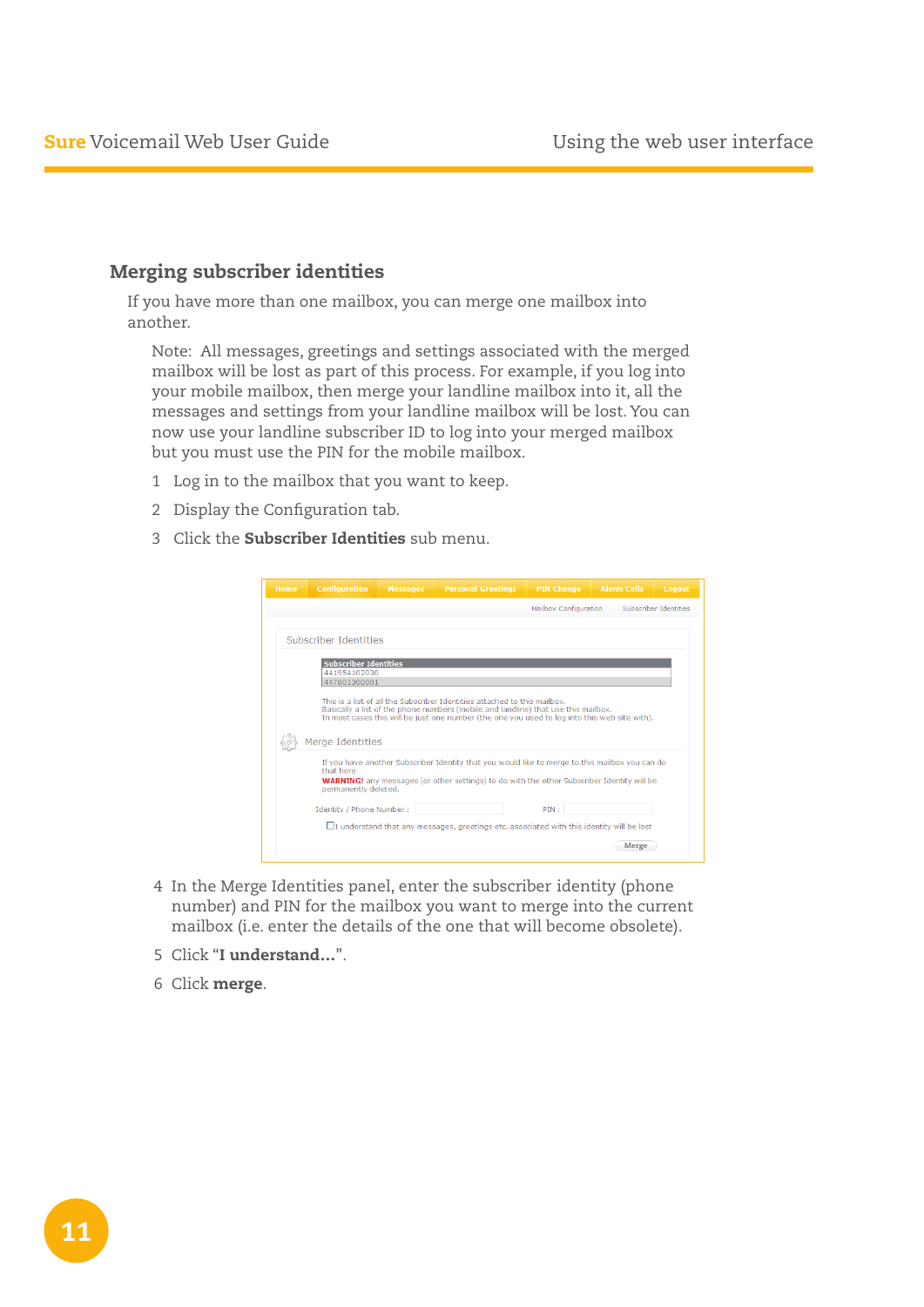## Merging subscriber identities

If you have more than one mailbox, you can merge one mailbox into another.

Note: All messages, greetings and settings associated with the merged mailbox will be lost as part of this process. For example, if you log into your mobile mailbox, then merge your landline mailbox into it, all the messages and settings from your landline mailbox will be lost. You can now use your landline subscriber ID to log into your merged mailbox but you must use the PIN for the mobile mailbox.

1. Log in to the mailbox that you want to keep.
2. Display the Configuration tab.
3. Click the **Subscriber Identities** sub menu.

Home | Configuration | Messages | Personal Greetings | PIN Change | Alarm Calls | Logout

Mailbox Configuration | Subscriber Identities

Subscriber Identities

| Subscriber Identities |
|---|
| 441954102030 |
| 447801300001 |

This is a list of all the Subscriber Identities attached to this mailbox.
Basically a list of the phone numbers (mobile and landline) that use this mailbox.
In most cases this will be just one number (the one you used to log into this web site with).

Merge Identities

If you have another Subscriber Identity that you would like to merge to this mailbox you can do that here
**WARNING!** any messages (or other settings) to do with the other Subscriber Identity will be permanently deleted.

Identity / Phone Number : PIN :

☐ I understand that any messages, greetings etc. associated with this identity will be lost

Merge

4. In the Merge Identities panel, enter the subscriber identity (phone number) and PIN for the mailbox you want to merge into the current mailbox (i.e. enter the details of the one that will become obsolete).
5. Click "**I understand...**".
6. Click **merge**.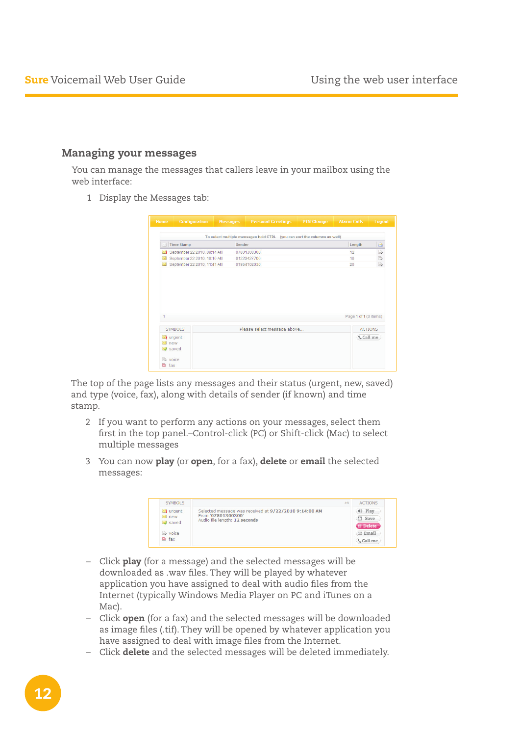## Managing your messages

You can manage the messages that callers leave in your mailbox using the web interface:

1 Display the Messages tab:

The top of the page lists any messages and their status (urgent, new, saved) and type (voice, fax), along with details of sender (if known) and time stamp.

2 If you want to perform any actions on your messages, select them first in the top panel.–Control-click (PC) or Shift-click (Mac) to select multiple messages

3 You can now **play** (or **open**, for a fax), **delete** or **email** the selected messages:

- Click **play** (for a message) and the selected messages will be downloaded as .wav files. They will be played by whatever application you have assigned to deal with audio files from the Internet (typically Windows Media Player on PC and iTunes on a Mac).
- Click **open** (for a fax) and the selected messages will be downloaded as image files (.tif). They will be opened by whatever application you have assigned to deal with image files from the Internet.
- Click **delete** and the selected messages will be deleted immediately.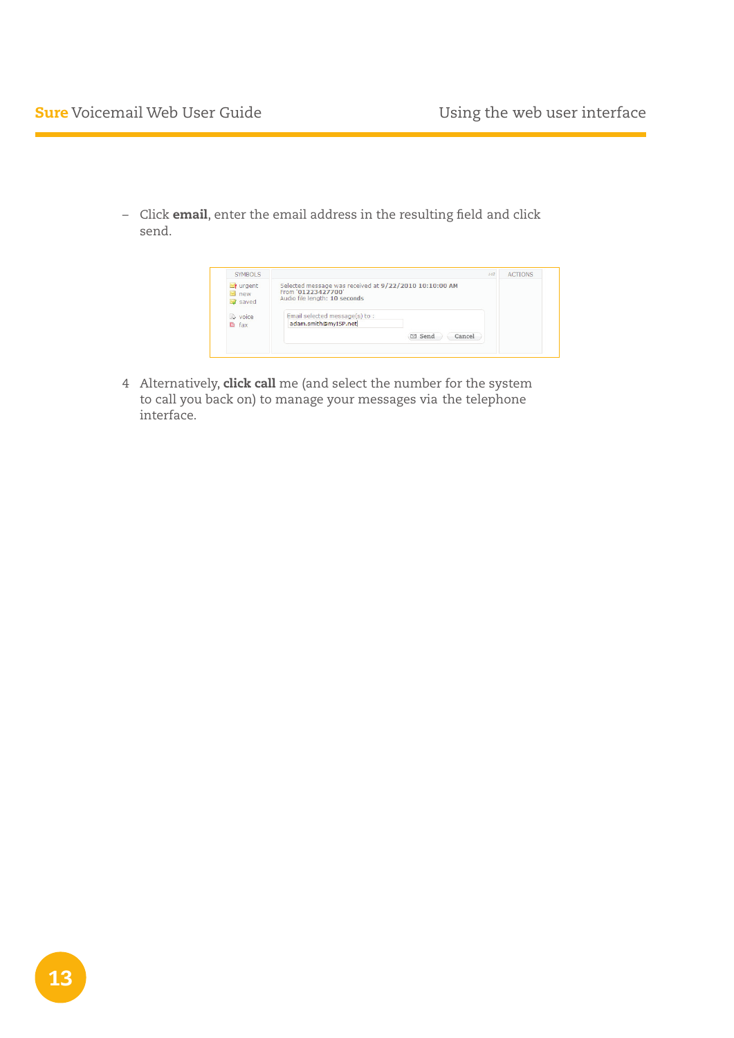– Click **email**, enter the email address in the resulting field and click send.

4 Alternatively, **click call** me (and select the number for the system to call you back on) to manage your messages via the telephone interface.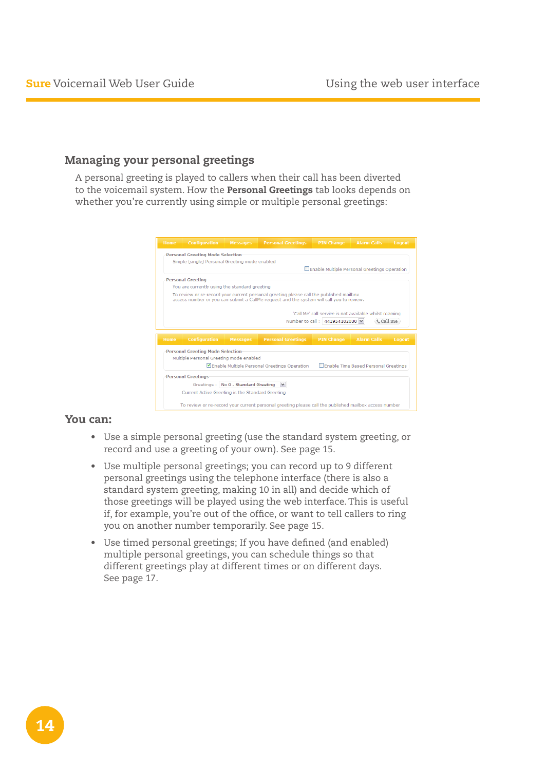## Managing your personal greetings

A personal greeting is played to callers when their call has been diverted to the voicemail system. How the **Personal Greetings** tab looks depends on whether you're currently using simple or multiple personal greetings:

Home | Configuration | Messages | Personal Greetings | PIN Change | Alarm Calls | Logout

Personal Greeting Mode Selection

Simple (single) Personal Greeting mode enabled

☐ Enable Multiple Personal Greetings Operation

Personal Greeting

You are currently using the standard greeting

To review or re-record your current personal greeting please call the published mailbox access number or you can submit a CallMe request and the system will call you to review.

'Call Me' call service is not available whilst roaming

Number to call : 441954102030 | Call me

Home | Configuration | Messages | Personal Greetings | PIN Change | Alarm Calls | Logout

Personal Greeting Mode Selection

Multiple Personal Greeting mode enabled

☑ Enable Multiple Personal Greetings Operation ☐ Enable Time Based Personal Greetings

Personal Greetings

Greetings : No 0 - Standard Greeting

Current Active Greeting is the Standard Greeting

To review or re-record your current personal greeting please call the published mailbox access number

## You can:

- Use a simple personal greeting (use the standard system greeting, or record and use a greeting of your own). See page 15.
- Use multiple personal greetings; you can record up to 9 different personal greetings using the telephone interface (there is also a standard system greeting, making 10 in all) and decide which of those greetings will be played using the web interface. This is useful if, for example, you're out of the office, or want to tell callers to ring you on another number temporarily. See page 15.
- Use timed personal greetings; If you have defined (and enabled) multiple personal greetings, you can schedule things so that different greetings play at different times or on different days. See page 17.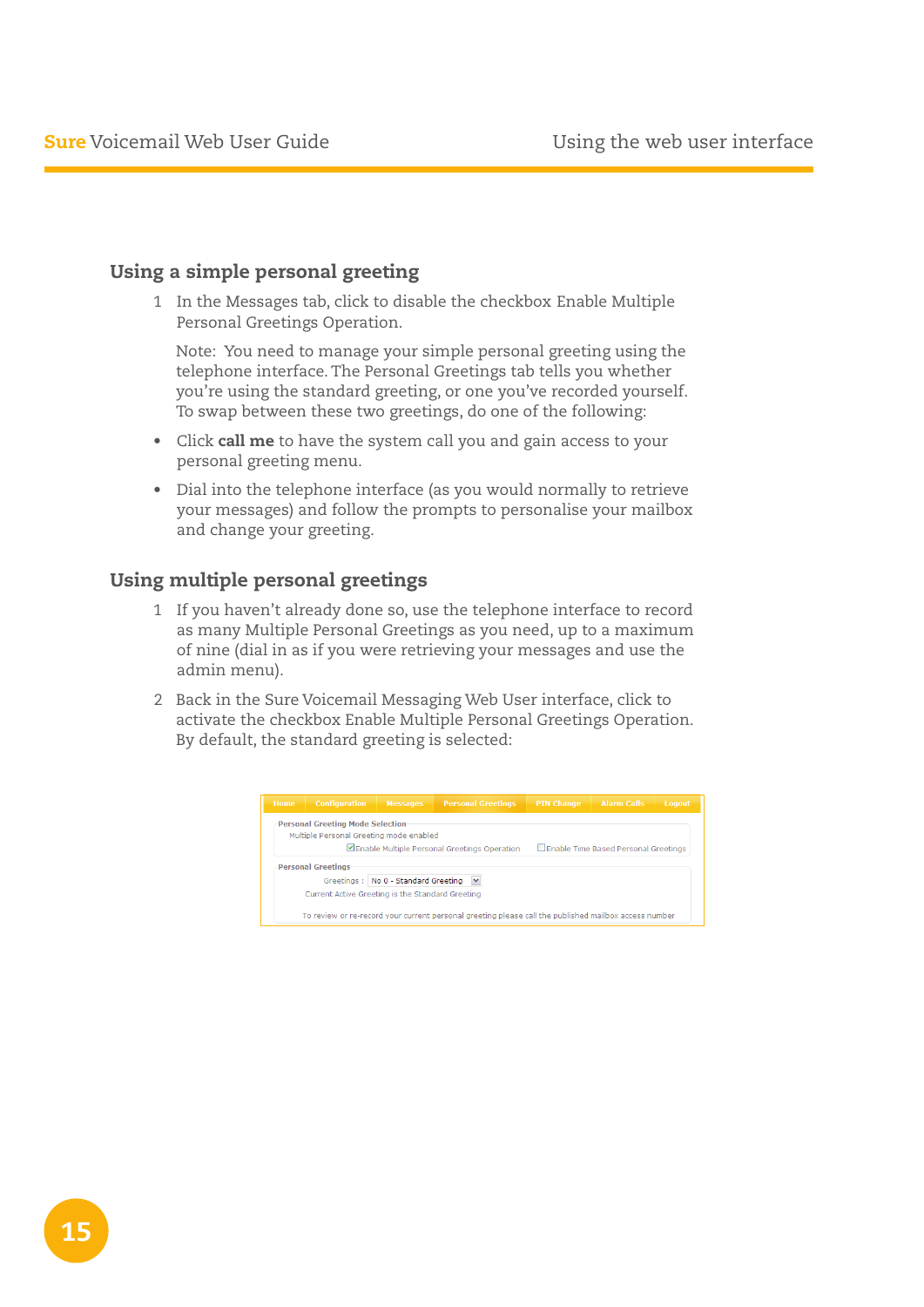## Using a simple personal greeting

1. In the Messages tab, click to disable the checkbox Enable Multiple Personal Greetings Operation.

   Note: You need to manage your simple personal greeting using the telephone interface. The Personal Greetings tab tells you whether you're using the standard greeting, or one you've recorded yourself. To swap between these two greetings, do one of the following:

- Click **call me** to have the system call you and gain access to your personal greeting menu.
- Dial into the telephone interface (as you would normally to retrieve your messages) and follow the prompts to personalise your mailbox and change your greeting.

## Using multiple personal greetings

1. If you haven't already done so, use the telephone interface to record as many Multiple Personal Greetings as you need, up to a maximum of nine (dial in as if you were retrieving your messages and use the admin menu).
2. Back in the Sure Voicemail Messaging Web User interface, click to activate the checkbox Enable Multiple Personal Greetings Operation. By default, the standard greeting is selected: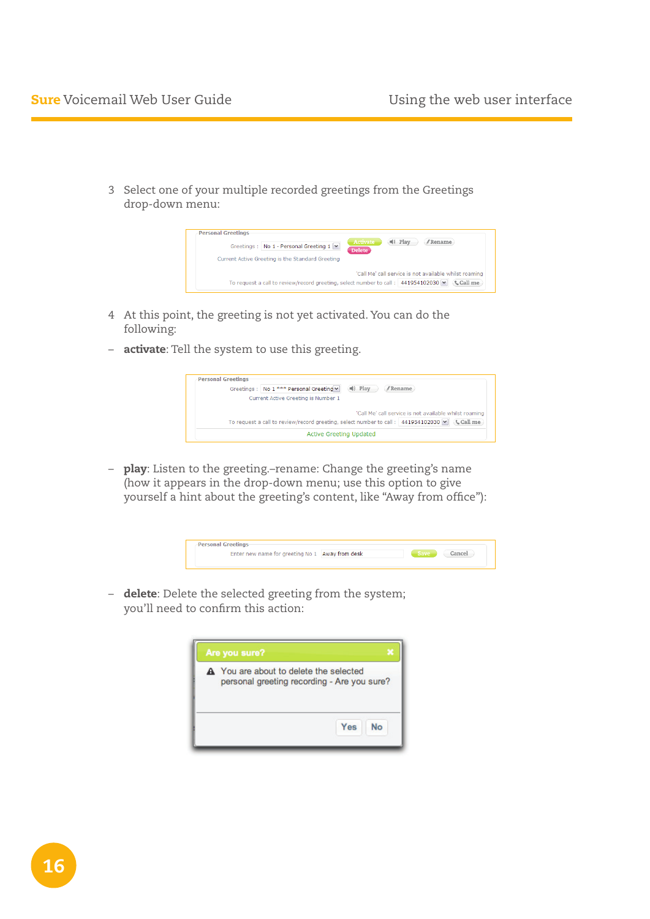3 Select one of your multiple recorded greetings from the Greetings drop-down menu:

4 At this point, the greeting is not yet activated. You can do the following:

– **activate**: Tell the system to use this greeting.

– **play**: Listen to the greeting.–rename: Change the greeting's name (how it appears in the drop-down menu; use this option to give yourself a hint about the greeting's content, like "Away from office"):

– **delete**: Delete the selected greeting from the system; you'll need to confirm this action: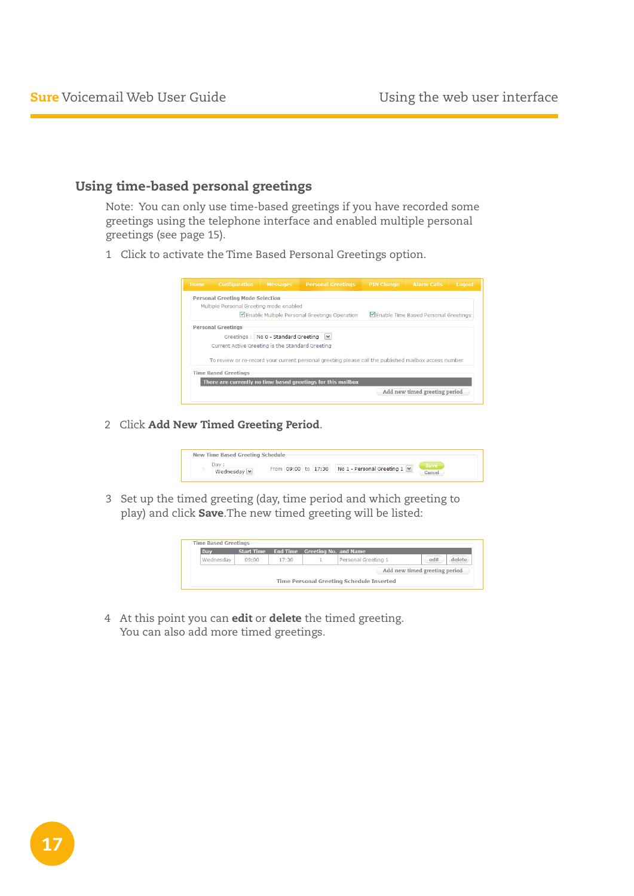## Using time-based personal greetings

Note: You can only use time-based greetings if you have recorded some greetings using the telephone interface and enabled multiple personal greetings (see page 15).

1. Click to activate the Time Based Personal Greetings option.

2. Click **Add New Timed Greeting Period**.

3. Set up the timed greeting (day, time period and which greeting to play) and click **Save**.The new timed greeting will be listed:

4. At this point you can **edit** or **delete** the timed greeting. You can also add more timed greetings.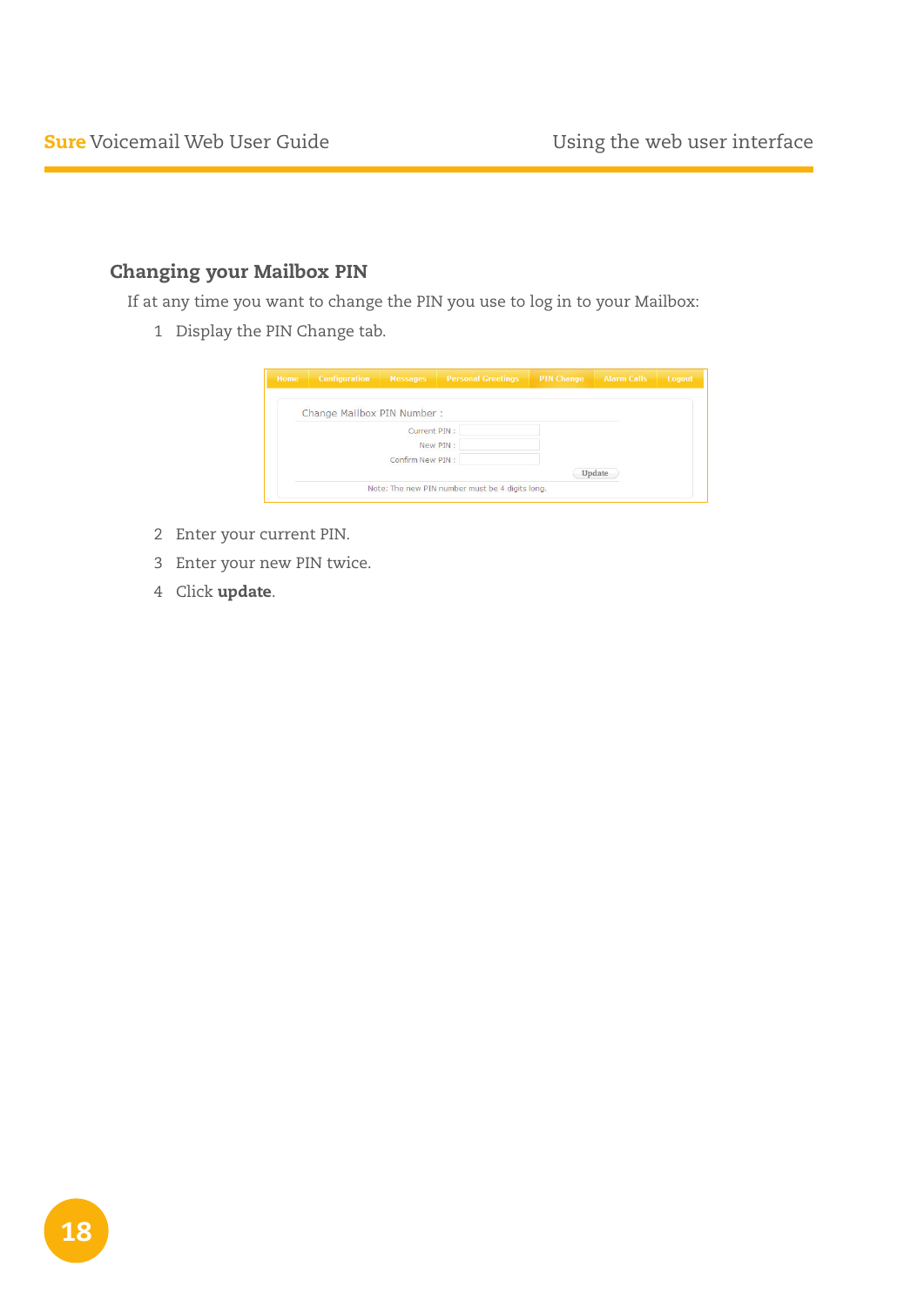## Changing your Mailbox PIN

If at any time you want to change the PIN you use to log in to your Mailbox:

1. Display the PIN Change tab.

Home | Configuration | Messages | Personal Greetings | PIN Change | Alarm Calls | Logout

Change Mailbox PIN Number :

Current PIN :

New PIN :

Confirm New PIN :

Update

Note: The new PIN number must be 4 digits long.

2. Enter your current PIN.
3. Enter your new PIN twice.
4. Click **update**.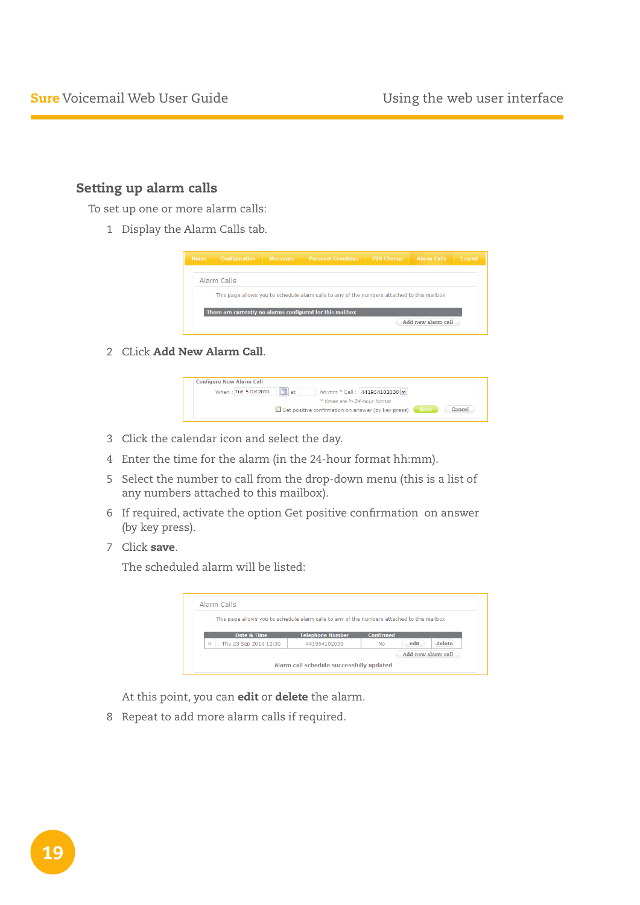## Setting up alarm calls

To set up one or more alarm calls:

1. Display the Alarm Calls tab.

Home | Configuration | Messages | Personal Greetings | PIN Change | Alarm Calls | Logout

Alarm Calls

This page allows you to schedule alarm calls to any of the numbers attached to this mailbox

There are currently no alarms configured for this mailbox

Add new alarm call

2. CLick **Add New Alarm Call**.

Configure New Alarm Call

When : Tue 5 Oct 2010 at hh:mm * Call : 441954102030

* times are in 24-hour format

Get positive confirmation on answer (by key press) Save Cancel

3. Click the calendar icon and select the day.
4. Enter the time for the alarm (in the 24-hour format hh:mm).
5. Select the number to call from the drop-down menu (this is a list of any numbers attached to this mailbox).
6. If required, activate the option Get positive confirmation on answer (by key press).
7. Click **save**.

   The scheduled alarm will be listed:

Alarm Calls

This page allows you to schedule alarm calls to any of the numbers attached to this mailbox

| | Date & Time | Telephone Number | Confirmed | | |
|---|---|---|---|---|---|
| » | Thu 23 Sep 2010 12:30 | 441954102030 | No | edit | delete |

Add new alarm call

Alarm call schedule successfully updated

   At this point, you can **edit** or **delete** the alarm.

8. Repeat to add more alarm calls if required.